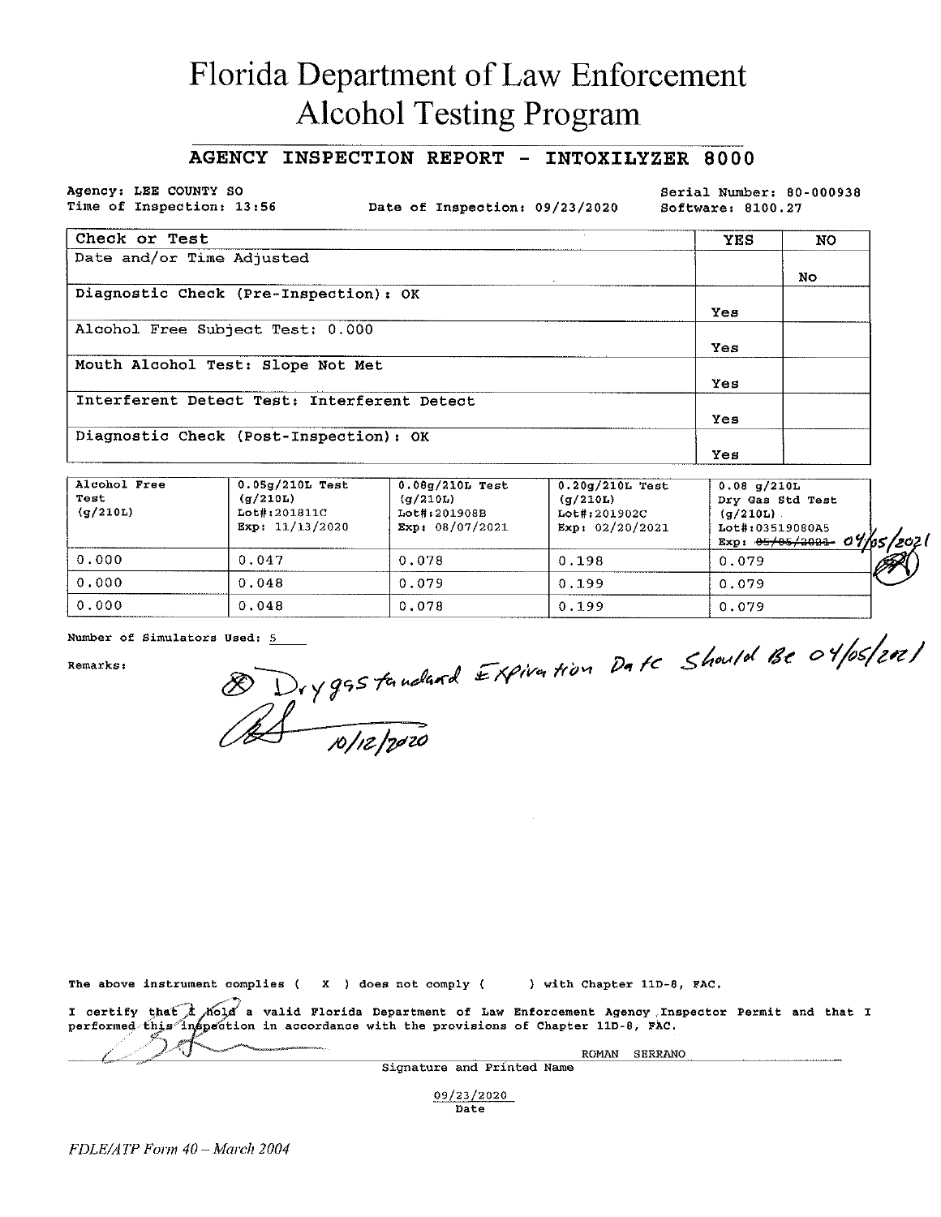# Florida Department of Law Enforcement
# Alcohol Testing Program

## AGENCY INSPECTION REPORT - INTOXILYZER 8000

Agency: LEE COUNTY SO
Time of Inspection: 13:56    Date of Inspection: 09/23/2020    Serial Number: 80-000938
Software: 8100.27

| Check or Test | YES | NO |
|---|---|---|
| Date and/or Time Adjusted | | No |
| Diagnostic Check (Pre-Inspection): OK | Yes | |
| Alcohol Free Subject Test: 0.000 | Yes | |
| Mouth Alcohol Test: Slope Not Met | Yes | |
| Interferent Detect Test: Interferent Detect | Yes | |
| Diagnostic Check (Post-Inspection): OK | Yes | |

| Alcohol Free Test (g/210L) | 0.05g/210L Test (g/210L) Lot#:201811C Exp: 11/13/2020 | 0.08g/210L Test (g/210L) Lot#:201908B Exp: 08/07/2021 | 0.20g/210L Test (g/210L) Lot#:201902C Exp: 02/20/2021 | 0.08 g/210L Dry Gas Std Test (g/210L) Lot#:03519080A5 Exp: ~~05/05/2021~~ 04/05/2021 |
|---|---|---|---|---|
| 0.000 | 0.047 | 0.078 | 0.198 | 0.079 |
| 0.000 | 0.048 | 0.079 | 0.199 | 0.079 |
| 0.000 | 0.048 | 0.078 | 0.199 | 0.079 |

Number of Simulators Used: 5

Remarks: ⊗ Dry gas standard Expiration Date Should Be 04/05/2021
10/12/2020

The above instrument complies ( X ) does not comply ( ) with Chapter 11D-8, FAC.

I certify that I hold a valid Florida Department of Law Enforcement Agency Inspector Permit and that I performed this inspection in accordance with the provisions of Chapter 11D-8, FAC.

ROMAN SERRANO
Signature and Printed Name

09/23/2020
Date

*FDLE/ATP Form 40 – March 2004*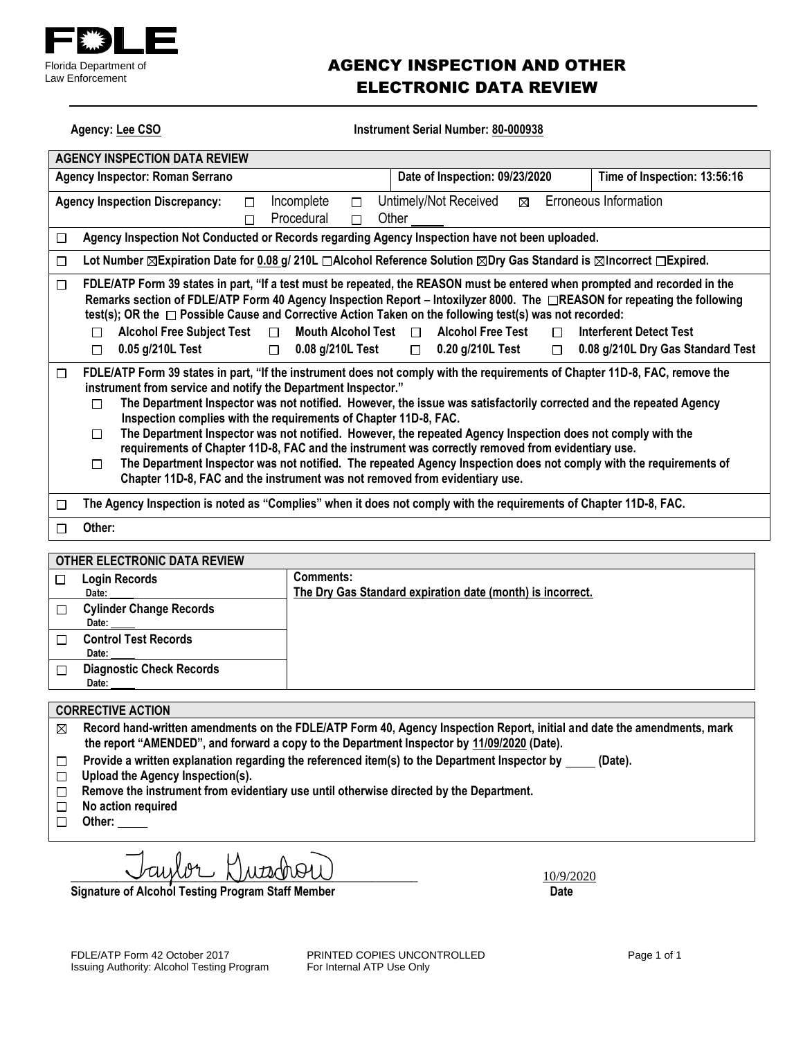FDLE

Florida Department of Law Enforcement

# AGENCY INSPECTION AND OTHER ELECTRONIC DATA REVIEW

**Agency:** **Lee CSO** **Instrument Serial Number:** **80-000938**

| **AGENCY INSPECTION DATA REVIEW** | | |
|---|---|---|
| **Agency Inspector: Roman Serrano** | **Date of Inspection: 09/23/2020** | **Time of Inspection: 13:56:16** |
| **Agency Inspection Discrepancy:** ☐ Incomplete ☐ Untimely/Not Received ☒ Erroneous Information ☐ Procedural ☐ Other ____ | | |

☐ **Agency Inspection Not Conducted or Records regarding Agency Inspection have not been uploaded.**

☐ **Lot Number ☒Expiration Date for 0.08 g/ 210L ☐Alcohol Reference Solution ☒Dry Gas Standard is ☒Incorrect ☐Expired.**

☐ **FDLE/ATP Form 39 states in part, "If a test must be repeated, the REASON must be entered when prompted and recorded in the Remarks section of FDLE/ATP Form 40 Agency Inspection Report – Intoxilyzer 8000. The ☐REASON for repeating the following test(s); OR the ☐ Possible Cause and Corrective Action Taken on the following test(s) was not recorded:**
- ☐ **Alcohol Free Subject Test** ☐ **Mouth Alcohol Test** ☐ **Alcohol Free Test** ☐ **Interferent Detect Test**
- ☐ **0.05 g/210L Test** ☐ **0.08 g/210L Test** ☐ **0.20 g/210L Test** ☐ **0.08 g/210L Dry Gas Standard Test**

☐ **FDLE/ATP Form 39 states in part, "If the instrument does not comply with the requirements of Chapter 11D-8, FAC, remove the instrument from service and notify the Department Inspector."**
- ☐ **The Department Inspector was not notified. However, the issue was satisfactorily corrected and the repeated Agency Inspection complies with the requirements of Chapter 11D-8, FAC.**
- ☐ **The Department Inspector was not notified. However, the repeated Agency Inspection does not comply with the requirements of Chapter 11D-8, FAC and the instrument was correctly removed from evidentiary use.**
- ☐ **The Department Inspector was not notified. The repeated Agency Inspection does not comply with the requirements of Chapter 11D-8, FAC and the instrument was not removed from evidentiary use.**

☐ **The Agency Inspection is noted as "Complies" when it does not comply with the requirements of Chapter 11D-8, FAC.**

☐ **Other:**

| **OTHER ELECTRONIC DATA REVIEW** | |
|---|---|
| ☐ **Login Records** Date: ____ | **Comments:** **The Dry Gas Standard expiration date (month) is incorrect.** |
| ☐ **Cylinder Change Records** Date: ____ | |
| ☐ **Control Test Records** Date: ____ | |
| ☐ **Diagnostic Check Records** Date: ____ | |

**CORRECTIVE ACTION**

- ☒ **Record hand-written amendments on the FDLE/ATP Form 40, Agency Inspection Report, initial and date the amendments, mark the report "AMENDED", and forward a copy to the Department Inspector by 11/09/2020 (Date).**
- ☐ **Provide a written explanation regarding the referenced item(s) to the Department Inspector by ____ (Date).**
- ☐ **Upload the Agency Inspection(s).**
- ☐ **Remove the instrument from evidentiary use until otherwise directed by the Department.**
- ☐ **No action required**
- ☐ **Other:** ____

Taylor Gutschow — 10/9/2020

**Signature of Alcohol Testing Program Staff Member** **Date**

FDLE/ATP Form 42 October 2017
Issuing Authority: Alcohol Testing Program

PRINTED COPIES UNCONTROLLED
For Internal ATP Use Only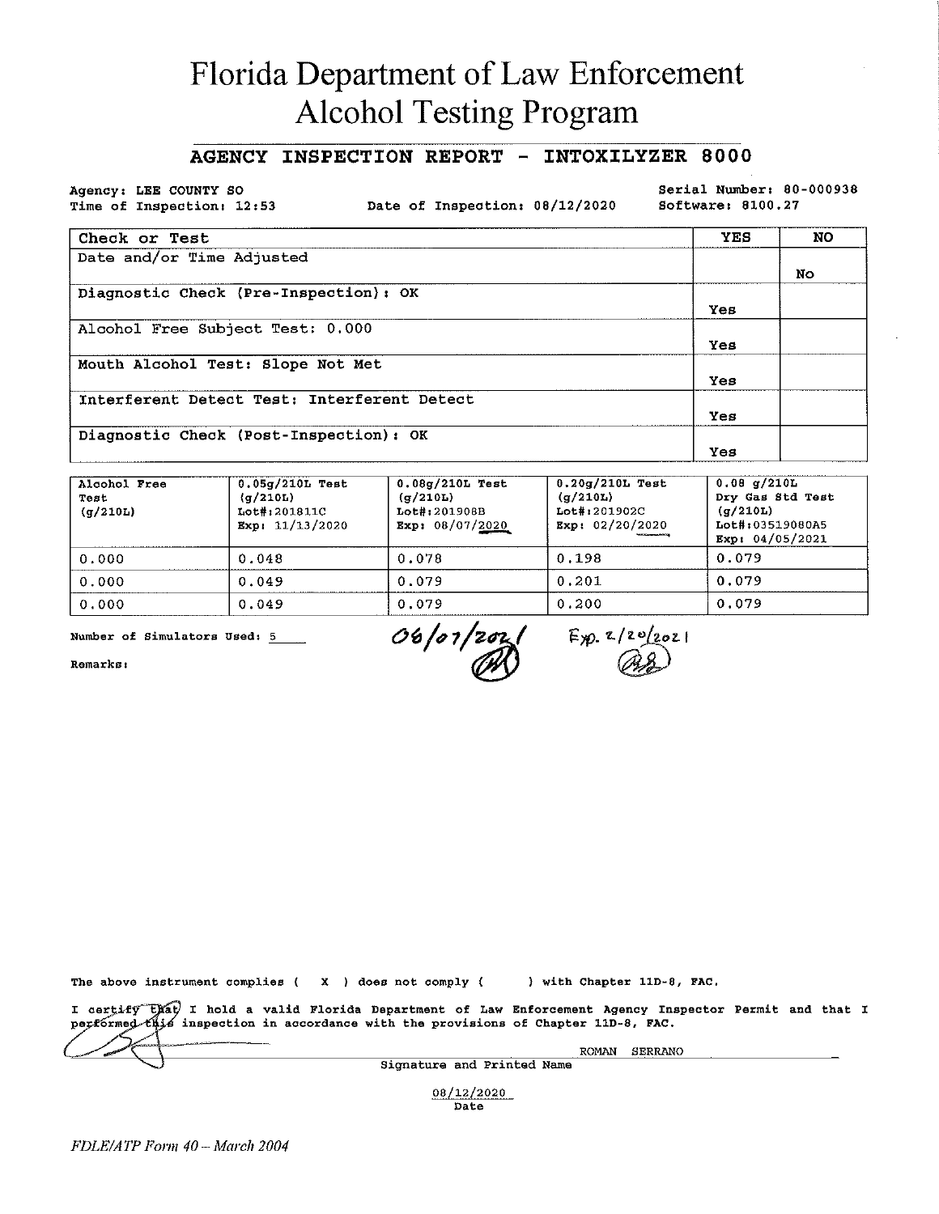# Florida Department of Law Enforcement Alcohol Testing Program

## AGENCY INSPECTION REPORT - INTOXILYZER 8000

Agency: LEE COUNTY SO
Time of Inspection: 12:53    Date of Inspection: 08/12/2020    Serial Number: 80-000938
Software: 8100.27

| Check or Test | YES | NO |
|---|---|---|
| Date and/or Time Adjusted | | No |
| Diagnostic Check (Pre-Inspection): OK | Yes | |
| Alcohol Free Subject Test: 0.000 | Yes | |
| Mouth Alcohol Test: Slope Not Met | Yes | |
| Interferent Detect Test: Interferent Detect | Yes | |
| Diagnostic Check (Post-Inspection): OK | Yes | |

| Alcohol Free Test (g/210L) | 0.05g/210L Test (g/210L) Lot#:201811C Exp: 11/13/2020 | 0.08g/210L Test (g/210L) Lot#:201908B Exp: 08/07/2020 | 0.20g/210L Test (g/210L) Lot#:201902C Exp: 02/20/2020 | 0.08 g/210L Dry Gas Std Test (g/210L) Lot#:03519080A5 Exp: 04/05/2021 |
|---|---|---|---|---|
| 0.000 | 0.048 | 0.078 | 0.198 | 0.079 |
| 0.000 | 0.049 | 0.079 | 0.201 | 0.079 |
| 0.000 | 0.049 | 0.079 | 0.200 | 0.079 |

Number of Simulators Used: 5    06/07/2021    Exp. 2/20/2021

Remarks:

The above instrument complies ( X ) does not comply ( ) with Chapter 11D-8, FAC.

I certify that I hold a valid Florida Department of Law Enforcement Agency Inspector Permit and that I performed this inspection in accordance with the provisions of Chapter 11D-8, FAC.

ROMAN SERRANO
Signature and Printed Name

08/12/2020
Date

*FDLE/ATP Form 40 – March 2004*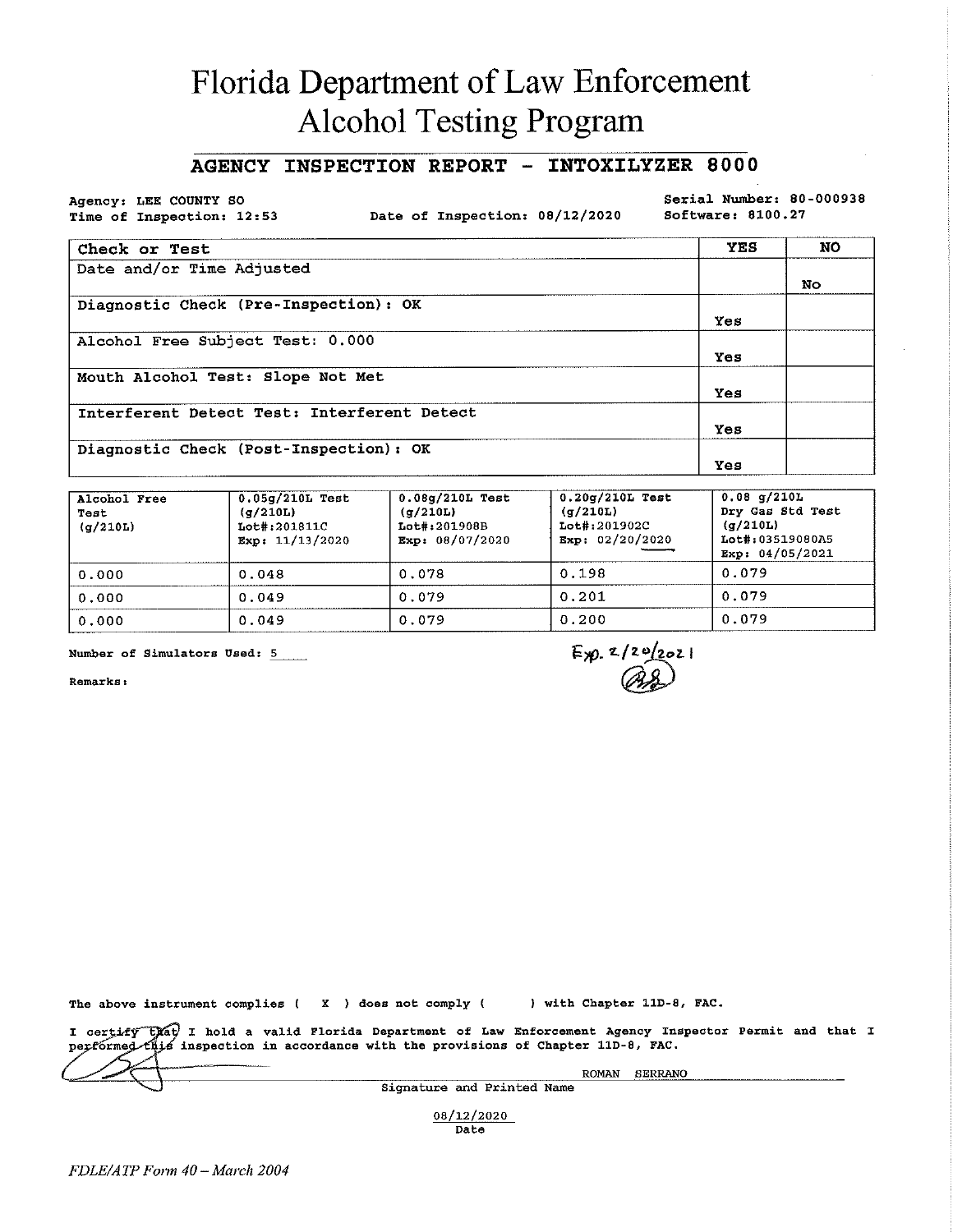# Florida Department of Law Enforcement
# Alcohol Testing Program

## AGENCY INSPECTION REPORT - INTOXILYZER 8000

Agency: LEE COUNTY SO
Time of Inspection: 12:53
Date of Inspection: 08/12/2020
Serial Number: 80-000938
Software: 8100.27

| Check or Test | YES | NO |
|---|---|---|
| Date and/or Time Adjusted | | No |
| Diagnostic Check (Pre-Inspection): OK | Yes | |
| Alcohol Free Subject Test: 0.000 | Yes | |
| Mouth Alcohol Test: Slope Not Met | Yes | |
| Interferent Detect Test: Interferent Detect | Yes | |
| Diagnostic Check (Post-Inspection): OK | Yes | |

| Alcohol Free Test (g/210L) | 0.05g/210L Test (g/210L) Lot#:201811C Exp: 11/13/2020 | 0.08g/210L Test (g/210L) Lot#:201908B Exp: 08/07/2020 | 0.20g/210L Test (g/210L) Lot#:201902C Exp: 02/20/2020 | 0.08 g/210L Dry Gas Std Test (g/210L) Lot#:03519080A5 Exp: 04/05/2021 |
|---|---|---|---|---|
| 0.000 | 0.048 | 0.078 | 0.198 | 0.079 |
| 0.000 | 0.049 | 0.079 | 0.201 | 0.079 |
| 0.000 | 0.049 | 0.079 | 0.200 | 0.079 |

Number of Simulators Used: 5

Exp. 2/20/2021
RS

Remarks:

The above instrument complies ( X ) does not comply ( ) with Chapter 11D-8, FAC.

I certify that I hold a valid Florida Department of Law Enforcement Agency Inspector Permit and that I performed this inspection in accordance with the provisions of Chapter 11D-8, FAC.

ROMAN SERRANO
Signature and Printed Name

08/12/2020
Date

*FDLE/ATP Form 40 – March 2004*